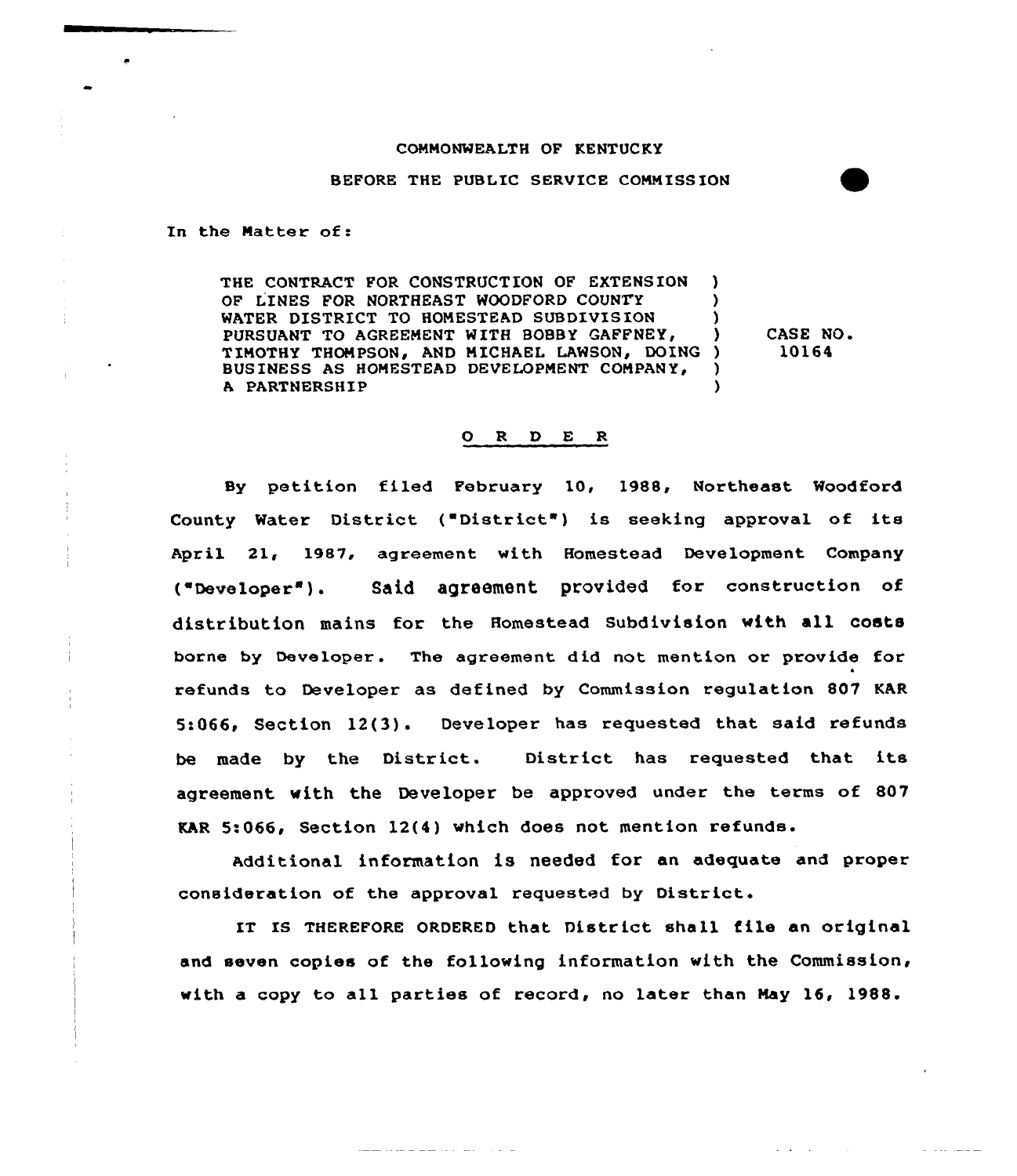COMMONWEALTH OF KENTUCKY

BEFORE THE PUBLIC SERVICE COMMISSION

In the Matter of:

| | | |
|---|---|---|
| THE CONTRACT FOR CONSTRUCTION OF EXTENSION OF LINES FOR NORTHEAST WOODFORD COUNTY WATER DISTRICT TO HOMESTEAD SUBDIVISION PURSUANT TO AGREEMENT WITH BOBBY GAFFNEY, TIMOTHY THOMPSON, AND MICHAEL LAWSON, DOING BUSINESS AS HOMESTEAD DEVELOPMENT COMPANY, A PARTNERSHIP | ) | CASE NO. 10164 |

## O R D E R

By petition filed February 10, 1988, Northeast Woodford County Water District ("District") is seeking approval of its April 21, 1987, agreement with Homestead Development Company ("Developer"). Said agreement provided for construction of distribution mains for the Homestead Subdivision with all costs borne by Developer. The agreement did not mention or provide for refunds to Developer as defined by Commission regulation 807 KAR 5:066, Section 12(3). Developer has requested that said refunds be made by the District. District has requested that its agreement with the Developer be approved under the terms of 807 KAR 5:066, Section 12(4) which does not mention refunds.

Additional information is needed for an adequate and proper consideration of the approval requested by District.

IT IS THEREFORE ORDERED that District shall file an original and seven copies of the following information with the Commission, with a copy to all parties of record, no later than May 16, 1988.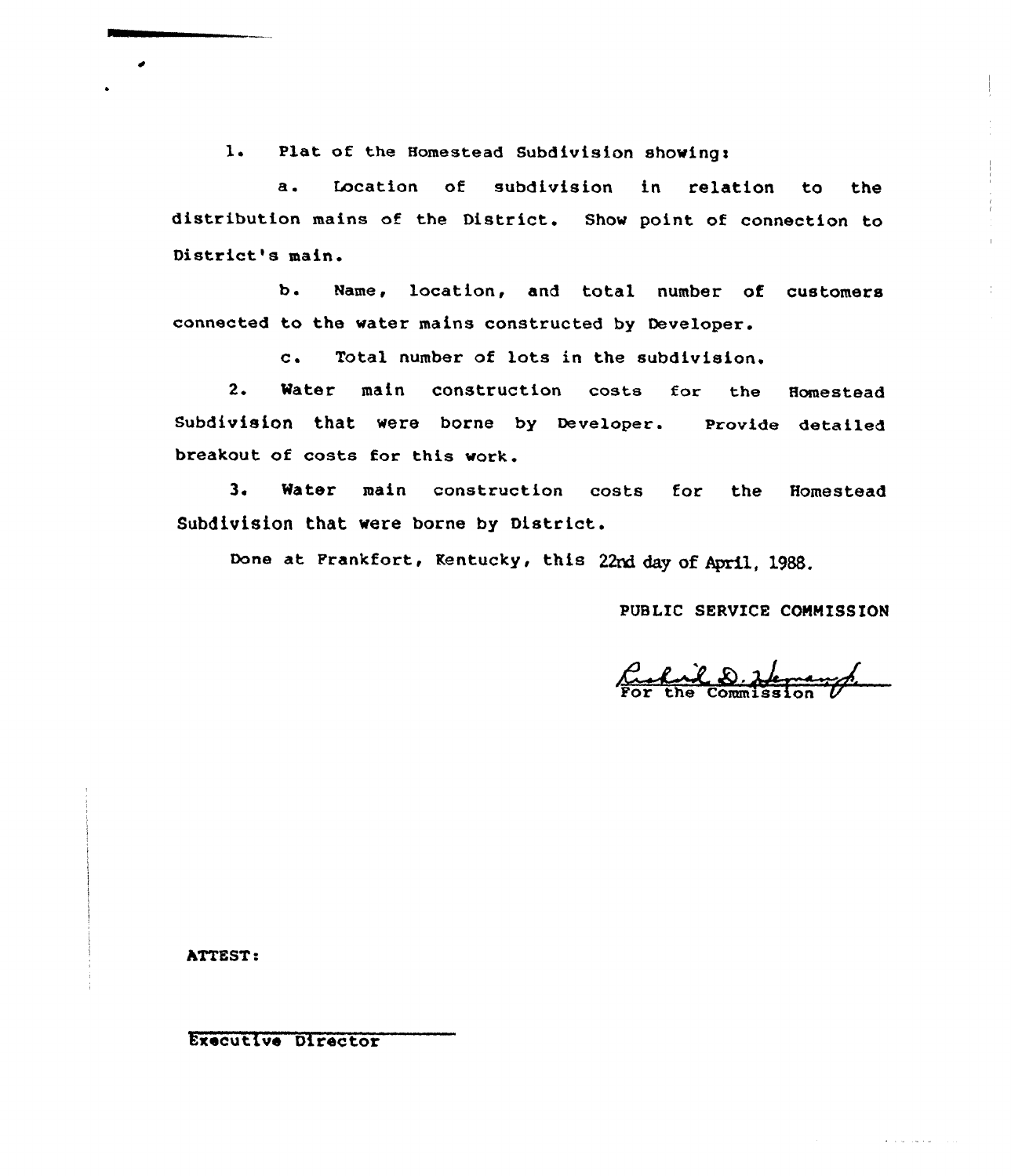1. Plat of the Homestead Subdivision showing:

   a. Location of subdivision in relation to the distribution mains of the District. Show point of connection to District's main.

   b. Name, location, and total number of customers connected to the water mains constructed by Developer.

   c. Total number of lots in the subdivision.

2. Water main construction costs for the Homestead Subdivision that were borne by Developer. Provide detailed breakout of costs for this work.

3. Water main construction costs for the Homestead Subdivision that were borne by District.

Done at Frankfort, Kentucky, this 22nd day of April, 1988.

PUBLIC SERVICE COMMISSION

For the Commission

ATTEST:

Executive Director